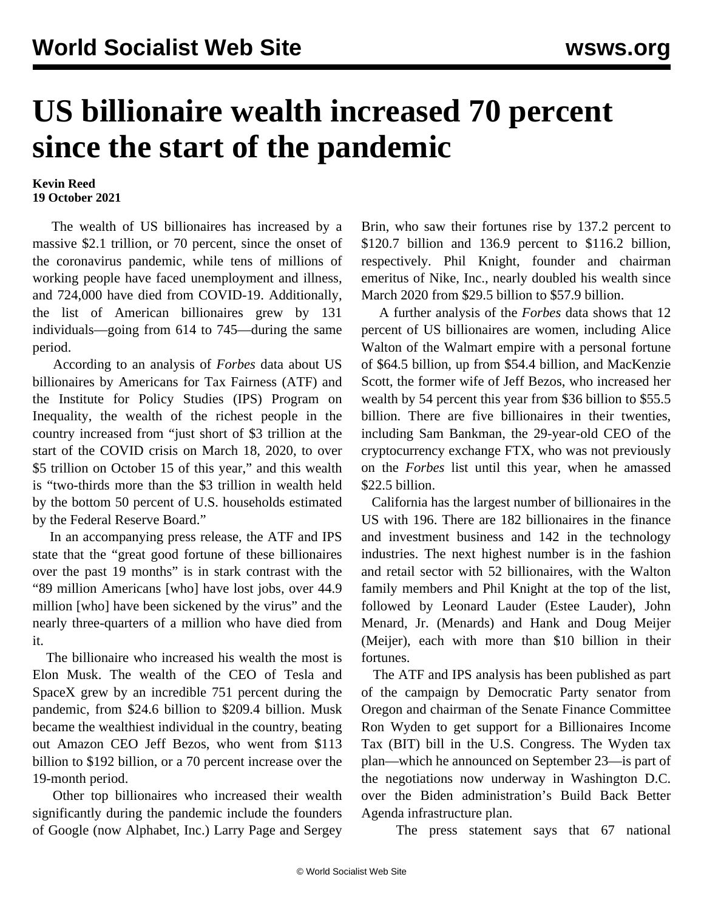# US billionaire wealth increased 70 percent since the start of the pandemic

**Kevin Reed**
**19 October 2021**

The wealth of US billionaires has increased by a massive $2.1 trillion, or 70 percent, since the onset of the coronavirus pandemic, while tens of millions of working people have faced unemployment and illness, and 724,000 have died from COVID-19. Additionally, the list of American billionaires grew by 131 individuals—going from 614 to 745—during the same period.

According to an analysis of *Forbes* data about US billionaires by Americans for Tax Fairness (ATF) and the Institute for Policy Studies (IPS) Program on Inequality, the wealth of the richest people in the country increased from "just short of $3 trillion at the start of the COVID crisis on March 18, 2020, to over $5 trillion on October 15 of this year," and this wealth is "two-thirds more than the $3 trillion in wealth held by the bottom 50 percent of U.S. households estimated by the Federal Reserve Board."

In an accompanying press release, the ATF and IPS state that the "great good fortune of these billionaires over the past 19 months" is in stark contrast with the "89 million Americans [who] have lost jobs, over 44.9 million [who] have been sickened by the virus" and the nearly three-quarters of a million who have died from it.

The billionaire who increased his wealth the most is Elon Musk. The wealth of the CEO of Tesla and SpaceX grew by an incredible 751 percent during the pandemic, from $24.6 billion to $209.4 billion. Musk became the wealthiest individual in the country, beating out Amazon CEO Jeff Bezos, who went from $113 billion to $192 billion, or a 70 percent increase over the 19-month period.

Other top billionaires who increased their wealth significantly during the pandemic include the founders of Google (now Alphabet, Inc.) Larry Page and Sergey Brin, who saw their fortunes rise by 137.2 percent to $120.7 billion and 136.9 percent to $116.2 billion, respectively. Phil Knight, founder and chairman emeritus of Nike, Inc., nearly doubled his wealth since March 2020 from $29.5 billion to $57.9 billion.

A further analysis of the *Forbes* data shows that 12 percent of US billionaires are women, including Alice Walton of the Walmart empire with a personal fortune of $64.5 billion, up from $54.4 billion, and MacKenzie Scott, the former wife of Jeff Bezos, who increased her wealth by 54 percent this year from $36 billion to $55.5 billion. There are five billionaires in their twenties, including Sam Bankman, the 29-year-old CEO of the cryptocurrency exchange FTX, who was not previously on the *Forbes* list until this year, when he amassed $22.5 billion.

California has the largest number of billionaires in the US with 196. There are 182 billionaires in the finance and investment business and 142 in the technology industries. The next highest number is in the fashion and retail sector with 52 billionaires, with the Walton family members and Phil Knight at the top of the list, followed by Leonard Lauder (Estee Lauder), John Menard, Jr. (Menards) and Hank and Doug Meijer (Meijer), each with more than $10 billion in their fortunes.

The ATF and IPS analysis has been published as part of the campaign by Democratic Party senator from Oregon and chairman of the Senate Finance Committee Ron Wyden to get support for a Billionaires Income Tax (BIT) bill in the U.S. Congress. The Wyden tax plan—which he announced on September 23—is part of the negotiations now underway in Washington D.C. over the Biden administration's Build Back Better Agenda infrastructure plan.

The press statement says that 67 national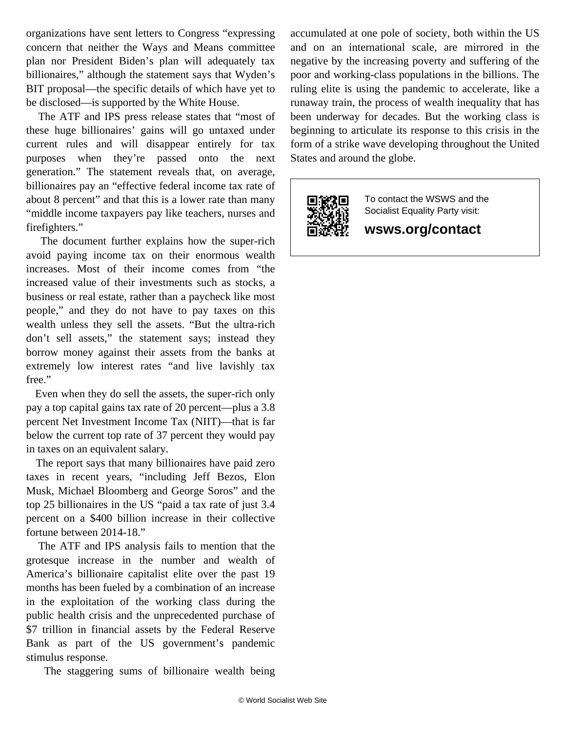organizations have sent letters to Congress "expressing concern that neither the Ways and Means committee plan nor President Biden's plan will adequately tax billionaires," although the statement says that Wyden's BIT proposal—the specific details of which have yet to be disclosed—is supported by the White House.

The ATF and IPS press release states that "most of these huge billionaires' gains will go untaxed under current rules and will disappear entirely for tax purposes when they're passed onto the next generation." The statement reveals that, on average, billionaires pay an "effective federal income tax rate of about 8 percent" and that this is a lower rate than many "middle income taxpayers pay like teachers, nurses and firefighters."

The document further explains how the super-rich avoid paying income tax on their enormous wealth increases. Most of their income comes from "the increased value of their investments such as stocks, a business or real estate, rather than a paycheck like most people," and they do not have to pay taxes on this wealth unless they sell the assets. "But the ultra-rich don't sell assets," the statement says; instead they borrow money against their assets from the banks at extremely low interest rates "and live lavishly tax free."

Even when they do sell the assets, the super-rich only pay a top capital gains tax rate of 20 percent—plus a 3.8 percent Net Investment Income Tax (NIIT)—that is far below the current top rate of 37 percent they would pay in taxes on an equivalent salary.

The report says that many billionaires have paid zero taxes in recent years, "including Jeff Bezos, Elon Musk, Michael Bloomberg and George Soros" and the top 25 billionaires in the US "paid a tax rate of just 3.4 percent on a $400 billion increase in their collective fortune between 2014-18."

The ATF and IPS analysis fails to mention that the grotesque increase in the number and wealth of America's billionaire capitalist elite over the past 19 months has been fueled by a combination of an increase in the exploitation of the working class during the public health crisis and the unprecedented purchase of $7 trillion in financial assets by the Federal Reserve Bank as part of the US government's pandemic stimulus response.

The staggering sums of billionaire wealth being accumulated at one pole of society, both within the US and on an international scale, are mirrored in the negative by the increasing poverty and suffering of the poor and working-class populations in the billions. The ruling elite is using the pandemic to accelerate, like a runaway train, the process of wealth inequality that has been underway for decades. But the working class is beginning to articulate its response to this crisis in the form of a strike wave developing throughout the United States and around the globe.

To contact the WSWS and the Socialist Equality Party visit:

**wsws.org/contact**